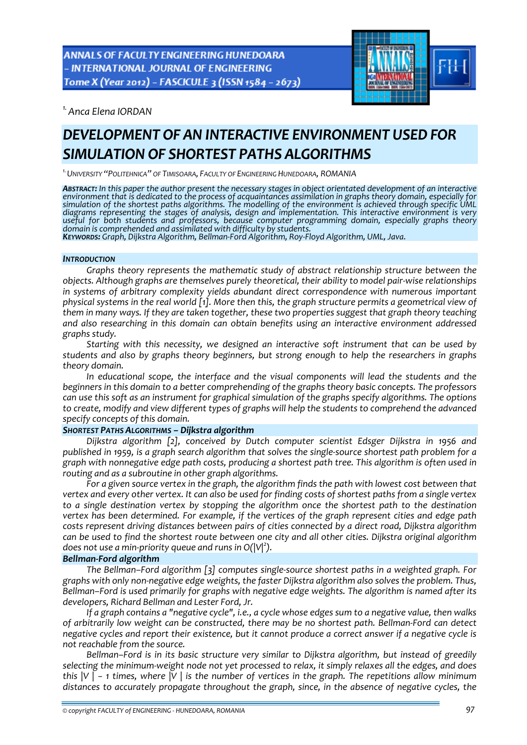[1.] *Anca Elena IORDAN*

# DEVELOPMENT OF AN INTERACTIVE ENVIRONMENT USED FOR SIMULATION OF SHORTEST PATHS ALGORITHMS

[1.] UNIVERSITY "POLITEHNICA" OF TIMISOARA, FACULTY OF ENGINEERING HUNEDOARA, ROMANIA

***ABSTRACT:*** *In this paper the author present the necessary stages in object orientated development of an interactive environment that is dedicated to the process of acquaintances assimilation in graphs theory domain, especially for simulation of the shortest paths algorithms. The modelling of the environment is achieved through specific UML diagrams representing the stages of analysis, design and implementation. This interactive environment is very useful for both students and professors, because computer programming domain, especially graphs theory domain is comprehended and assimilated with difficulty by students.*
***KEYWORDS:*** *Graph, Dijkstra Algorithm, Bellman-Ford Algorithm, Roy-Floyd Algorithm, UML, Java.*

## INTRODUCTION

*Graphs theory represents the mathematic study of abstract relationship structure between the objects. Although graphs are themselves purely theoretical, their ability to model pair-wise relationships in systems of arbitrary complexity yields abundant direct correspondence with numerous important physical systems in the real world [1]. More then this, the graph structure permits a geometrical view of them in many ways. If they are taken together, these two properties suggest that graph theory teaching and also researching in this domain can obtain benefits using an interactive environment addressed graphs study.*

*Starting with this necessity, we designed an interactive soft instrument that can be used by students and also by graphs theory beginners, but strong enough to help the researchers in graphs theory domain.*

*In educational scope, the interface and the visual components will lead the students and the beginners in this domain to a better comprehending of the graphs theory basic concepts. The professors can use this soft as an instrument for graphical simulation of the graphs specify algorithms. The options to create, modify and view different types of graphs will help the students to comprehend the advanced specify concepts of this domain.*

## SHORTEST PATHS ALGORITHMS – Dijkstra algorithm

*Dijkstra algorithm [2], conceived by Dutch computer scientist Edsger Dijkstra in 1956 and published in 1959, is a graph search algorithm that solves the single-source shortest path problem for a graph with nonnegative edge path costs, producing a shortest path tree. This algorithm is often used in routing and as a subroutine in other graph algorithms.*

*For a given source vertex in the graph, the algorithm finds the path with lowest cost between that vertex and every other vertex. It can also be used for finding costs of shortest paths from a single vertex to a single destination vertex by stopping the algorithm once the shortest path to the destination vertex has been determined. For example, if the vertices of the graph represent cities and edge path costs represent driving distances between pairs of cities connected by a direct road, Dijkstra algorithm can be used to find the shortest route between one city and all other cities. Dijkstra original algorithm does not use a min-priority queue and runs in $O(|V|^2)$.*

## Bellman-Ford algorithm

*The Bellman–Ford algorithm [3] computes single-source shortest paths in a weighted graph. For graphs with only non-negative edge weights, the faster Dijkstra algorithm also solves the problem. Thus, Bellman–Ford is used primarily for graphs with negative edge weights. The algorithm is named after its developers, Richard Bellman and Lester Ford, Jr.*

*If a graph contains a "negative cycle", i.e., a cycle whose edges sum to a negative value, then walks of arbitrarily low weight can be constructed, there may be no shortest path. Bellman-Ford can detect negative cycles and report their existence, but it cannot produce a correct answer if a negative cycle is not reachable from the source.*

*Bellman–Ford is in its basic structure very similar to Dijkstra algorithm, but instead of greedily selecting the minimum-weight node not yet processed to relax, it simply relaxes all the edges, and does this $|V| - 1$ times, where $|V|$ is the number of vertices in the graph. The repetitions allow minimum distances to accurately propagate throughout the graph, since, in the absence of negative cycles, the*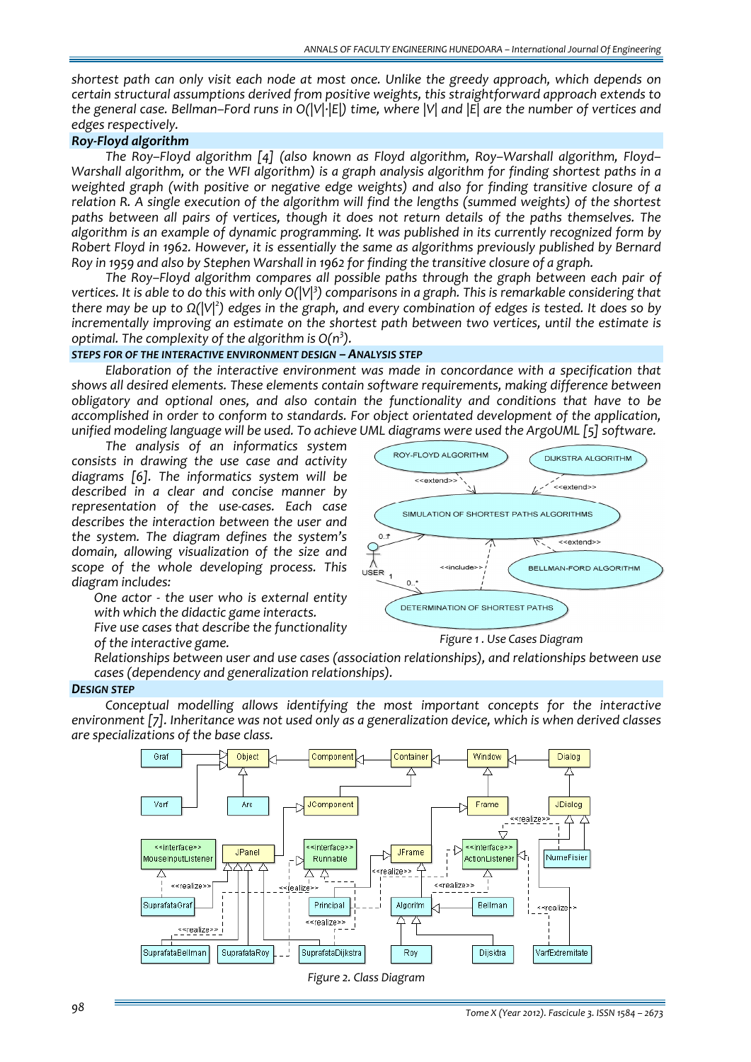*shortest path can only visit each node at most once. Unlike the greedy approach, which depends on certain structural assumptions derived from positive weights, this straightforward approach extends to the general case. Bellman–Ford runs in $O(|V|\cdot|E|)$ time, where |V| and |E| are the number of vertices and edges respectively.*

### *Roy-Floyd algorithm*

*The Roy–Floyd algorithm [4] (also known as Floyd algorithm, Roy–Warshall algorithm, Floyd–Warshall algorithm, or the WFI algorithm) is a graph analysis algorithm for finding shortest paths in a weighted graph (with positive or negative edge weights) and also for finding transitive closure of a relation R. A single execution of the algorithm will find the lengths (summed weights) of the shortest paths between all pairs of vertices, though it does not return details of the paths themselves. The algorithm is an example of dynamic programming. It was published in its currently recognized form by Robert Floyd in 1962. However, it is essentially the same as algorithms previously published by Bernard Roy in 1959 and also by Stephen Warshall in 1962 for finding the transitive closure of a graph.*

*The Roy–Floyd algorithm compares all possible paths through the graph between each pair of vertices. It is able to do this with only $O(|V|^3)$ comparisons in a graph. This is remarkable considering that there may be up to $\Omega(|V|^2)$ edges in the graph, and every combination of edges is tested. It does so by incrementally improving an estimate on the shortest path between two vertices, until the estimate is optimal. The complexity of the algorithm is $O(n^3)$.*

### *STEPS FOR OF THE INTERACTIVE ENVIRONMENT DESIGN – ANALYSIS STEP*

*Elaboration of the interactive environment was made in concordance with a specification that shows all desired elements. These elements contain software requirements, making difference between obligatory and optional ones, and also contain the functionality and conditions that have to be accomplished in order to conform to standards. For object orientated development of the application, unified modeling language will be used. To achieve UML diagrams were used the ArgoUML [5] software.*

*The analysis of an informatics system consists in drawing the use case and activity diagrams [6]. The informatics system will be described in a clear and concise manner by representation of the use-cases. Each case describes the interaction between the user and the system. The diagram defines the system's domain, allowing visualization of the size and scope of the whole developing process. This diagram includes:*

- *One actor - the user who is external entity with which the didactic game interacts.*
- *Five use cases that describe the functionality of the interactive game.*
- *Relationships between user and use cases (association relationships), and relationships between use cases (dependency and generalization relationships).*

ROY-FLOYD ALGORITHM
DIJKSTRA ALGORITHM
<<extend>>
<<extend>>
SIMULATION OF SHORTEST PATHS ALGORITHMS
0..*
<<extend>>
USER
1
<<include>>
BELLMAN-FORD ALGORITHM
0..*
DETERMINATION OF SHORTEST PATHS

*Figure 1 . Use Cases Diagram*

### *DESIGN STEP*

*Conceptual modelling allows identifying the most important concepts for the interactive environment [7]. Inheritance was not used only as a generalization device, which is when derived classes are specializations of the base class.*

Graf
Object
Component
Container
Window
Dialog
Varf
Arc
JComponent
Frame
JDialog
<<realize>>
<<Interface>> MouseInputListener
JPanel
<<Interface>> Runnable
JFrame
<<Interface>> ActionListener
NumeFisier
<<realize>>
<<realize>>
<<realize>>
SuprafataGraf
Principal
Algoritm
Bellman
<<realize>>
<<realize>>
<<realize>>
SuprafataBellman
SuprafataRoy
SuprafataDijkstra
Roy
Dijsktra
VarfExtremitate

*Figure 2. Class Diagram*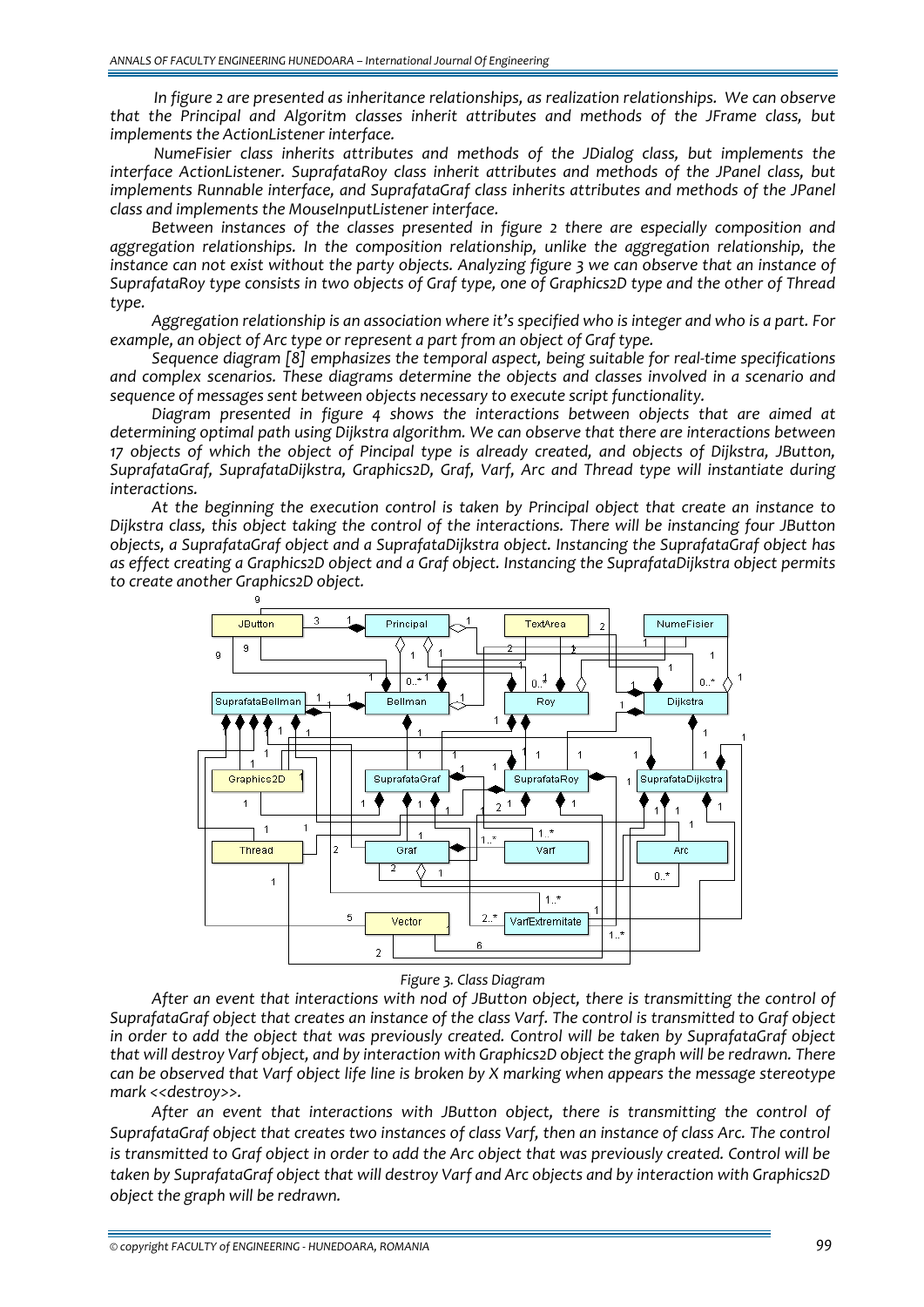*In figure 2 are presented as inheritance relationships, as realization relationships. We can observe that the Principal and Algoritm classes inherit attributes and methods of the JFrame class, but implements the ActionListener interface.*

*NumeFisier class inherits attributes and methods of the JDialog class, but implements the interface ActionListener. SuprafataRoy class inherit attributes and methods of the JPanel class, but implements Runnable interface, and SuprafataGraf class inherits attributes and methods of the JPanel class and implements the MouseInputListener interface.*

*Between instances of the classes presented in figure 2 there are especially composition and aggregation relationships. In the composition relationship, unlike the aggregation relationship, the instance can not exist without the party objects. Analyzing figure 3 we can observe that an instance of SuprafataRoy type consists in two objects of Graf type, one of Graphics2D type and the other of Thread type.*

*Aggregation relationship is an association where it's specified who is integer and who is a part. For example, an object of Arc type or represent a part from an object of Graf type.*

*Sequence diagram [8] emphasizes the temporal aspect, being suitable for real-time specifications and complex scenarios. These diagrams determine the objects and classes involved in a scenario and sequence of messages sent between objects necessary to execute script functionality.*

*Diagram presented in figure 4 shows the interactions between objects that are aimed at determining optimal path using Dijkstra algorithm. We can observe that there are interactions between 17 objects of which the object of Pincipal type is already created, and objects of Dijkstra, JButton, SuprafataGraf, SuprafataDijkstra, Graphics2D, Graf, Varf, Arc and Thread type will instantiate during interactions.*

*At the beginning the execution control is taken by Principal object that create an instance to Dijkstra class, this object taking the control of the interactions. There will be instancing four JButton objects, a SuprafataGraf object and a SuprafataDijkstra object. Instancing the SuprafataGraf object has as effect creating a Graphics2D object and a Graf object. Instancing the SuprafataDijkstra object permits to create another Graphics2D object.*

*Figure 3. Class Diagram*

*After an event that interactions with nod of JButton object, there is transmitting the control of SuprafataGraf object that creates an instance of the class Varf. The control is transmitted to Graf object in order to add the object that was previously created. Control will be taken by SuprafataGraf object that will destroy Varf object, and by interaction with Graphics2D object the graph will be redrawn. There can be observed that Varf object life line is broken by X marking when appears the message stereotype mark <<destroy>>.*

*After an event that interactions with JButton object, there is transmitting the control of SuprafataGraf object that creates two instances of class Varf, then an instance of class Arc. The control is transmitted to Graf object in order to add the Arc object that was previously created. Control will be taken by SuprafataGraf object that will destroy Varf and Arc objects and by interaction with Graphics2D object the graph will be redrawn.*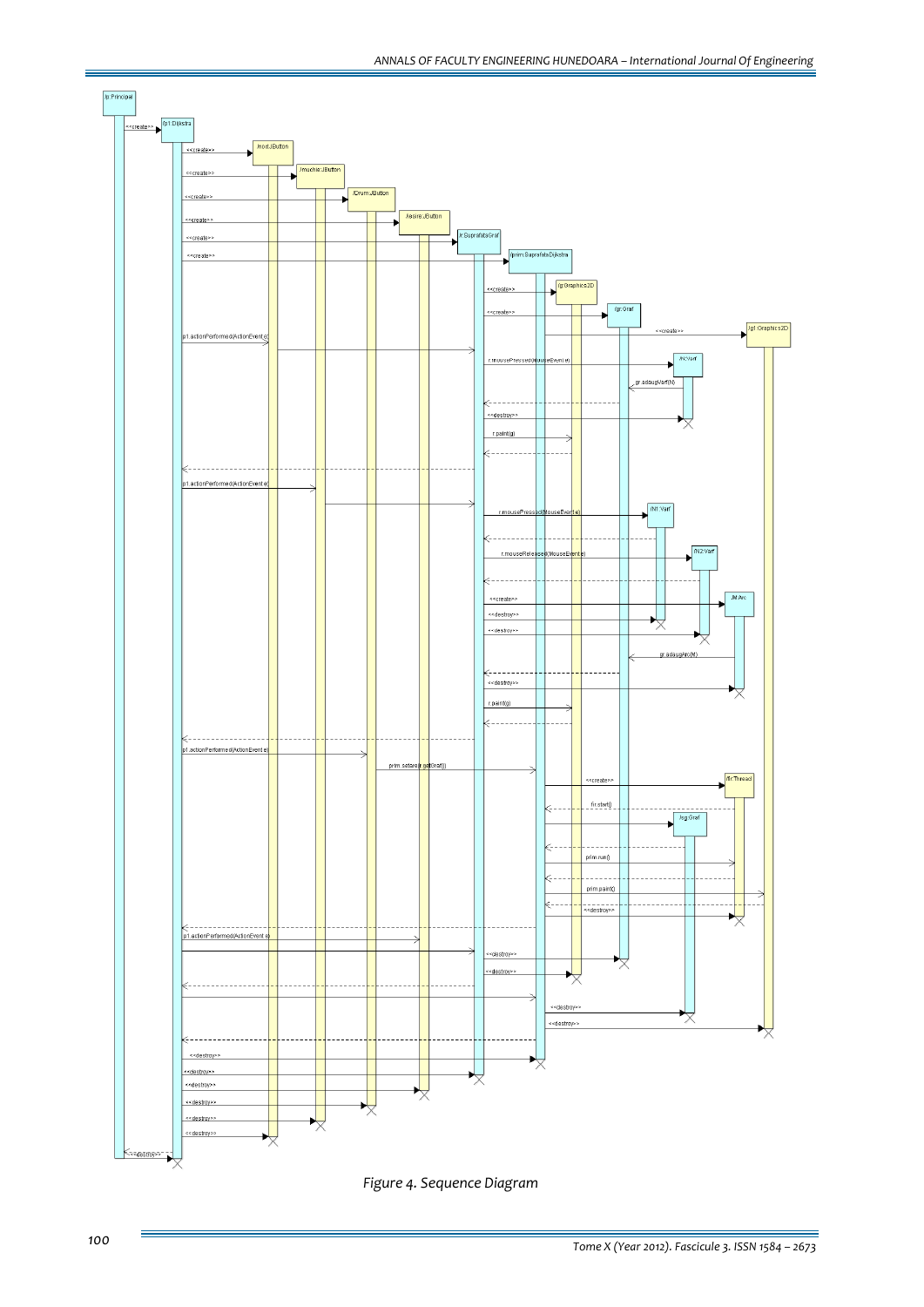Figure 4. Sequence Diagram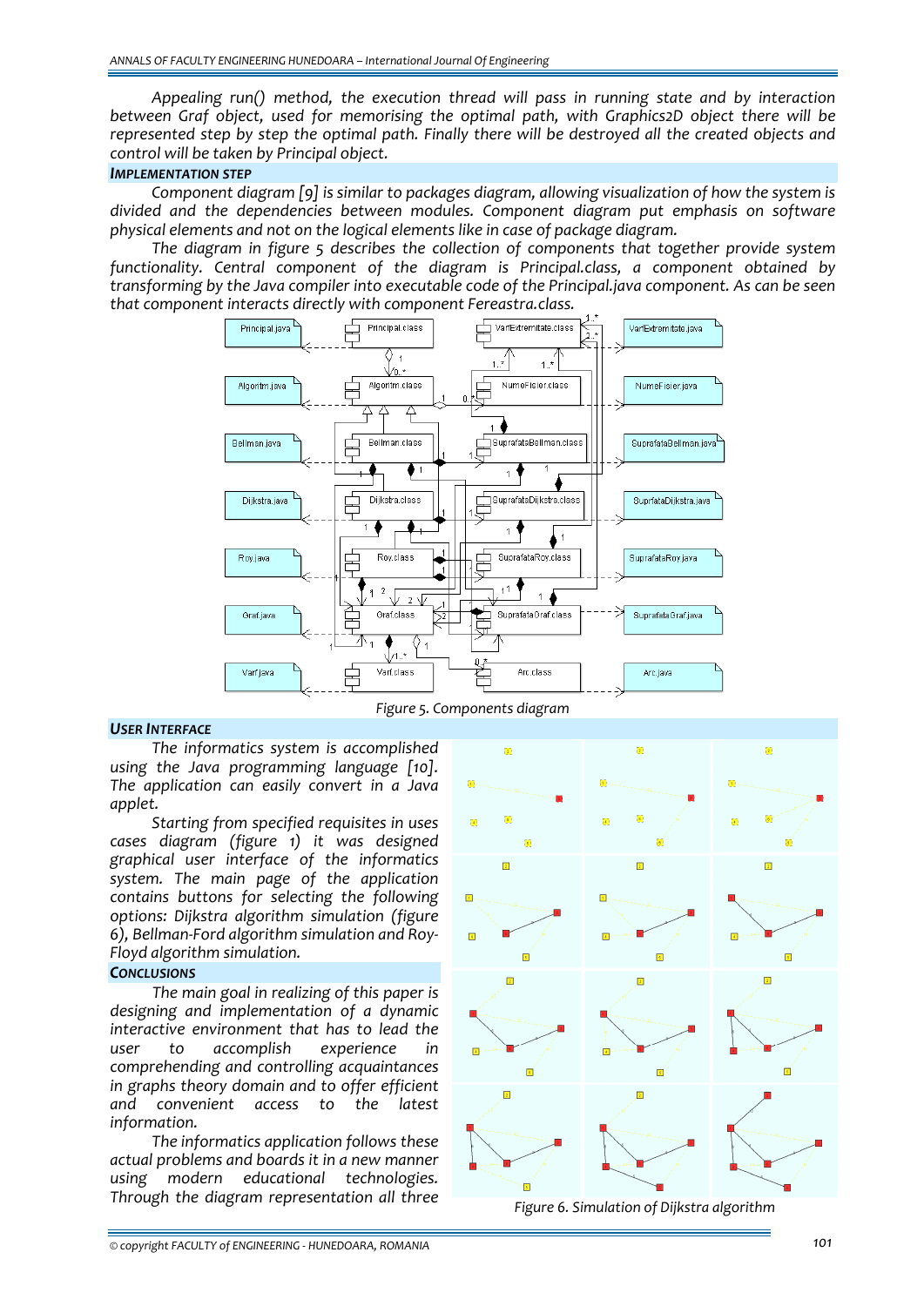Appealing run() method, the execution thread will pass in running state and by interaction between Graf object, used for memorising the optimal path, with Graphics2D object there will be represented step by step the optimal path. Finally there will be destroyed all the created objects and control will be taken by Principal object.

## IMPLEMENTATION STEP

Component diagram [9] is similar to packages diagram, allowing visualization of how the system is divided and the dependencies between modules. Component diagram put emphasis on software physical elements and not on the logical elements like in case of package diagram.

The diagram in figure 5 describes the collection of components that together provide system functionality. Central component of the diagram is Principal.class, a component obtained by transforming by the Java compiler into executable code of the Principal.java component. As can be seen that component interacts directly with component Fereastra.class.

Figure 5. Components diagram

## USER INTERFACE

The informatics system is accomplished using the Java programming language [10]. The application can easily convert in a Java applet.

Starting from specified requisites in uses cases diagram (figure 1) it was designed graphical user interface of the informatics system. The main page of the application contains buttons for selecting the following options: Dijkstra algorithm simulation (figure 6), Bellman-Ford algorithm simulation and Roy-Floyd algorithm simulation.

## CONCLUSIONS

The main goal in realizing of this paper is designing and implementation of a dynamic interactive environment that has to lead the user to accomplish experience in comprehending and controlling acquaintances in graphs theory domain and to offer efficient and convenient access to the latest information.

The informatics application follows these actual problems and boards it in a new manner using modern educational technologies. Through the diagram representation all three

Figure 6. Simulation of Dijkstra algorithm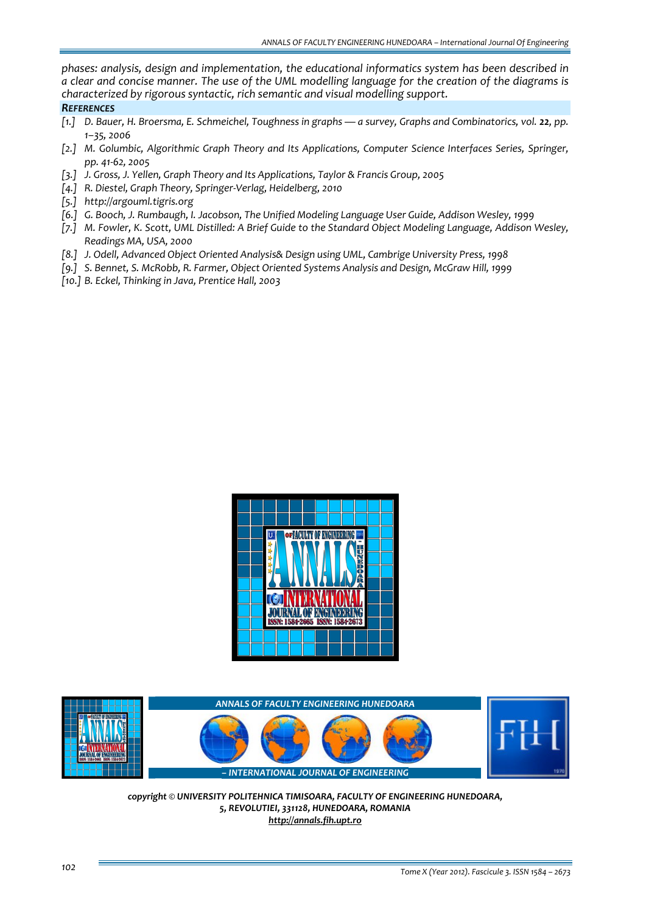*phases: analysis, design and implementation, the educational informatics system has been described in a clear and concise manner. The use of the UML modelling language for the creation of the diagrams is characterized by rigorous syntactic, rich semantic and visual modelling support.*

### REFERENCES

[1.] D. Bauer, H. Broersma, E. Schmeichel, Toughness in graphs — a survey, Graphs and Combinatorics, vol. **22**, pp. 1–35, 2006

[2.] M. Golumbic, Algorithmic Graph Theory and Its Applications, Computer Science Interfaces Series, Springer, pp. 41-62, 2005

[3.] J. Gross, J. Yellen, Graph Theory and Its Applications, Taylor & Francis Group, 2005

[4.] R. Diestel, Graph Theory, Springer-Verlag, Heidelberg, 2010

[5.] http://argouml.tigris.org

[6.] G. Booch, J. Rumbaugh, I. Jacobson, The Unified Modeling Language User Guide, Addison Wesley, 1999

[7.] M. Fowler, K. Scott, UML Distilled: A Brief Guide to the Standard Object Modeling Language, Addison Wesley, Readings MA, USA, 2000

[8.] J. Odell, Advanced Object Oriented Analysis& Design using UML, Cambrige University Press, 1998

[9.] S. Bennet, S. McRobb, R. Farmer, Object Oriented Systems Analysis and Design, McGraw Hill, 1999

[10.] B. Eckel, Thinking in Java, Prentice Hall, 2003

ANNALS OF FACULTY ENGINEERING HUNEDOARA

– INTERNATIONAL JOURNAL OF ENGINEERING

***copyright © UNIVERSITY POLITEHNICA TIMISOARA, FACULTY OF ENGINEERING HUNEDOARA, 5, REVOLUTIEI, 331128, HUNEDOARA, ROMANIA***

***http://annals.fih.upt.ro***